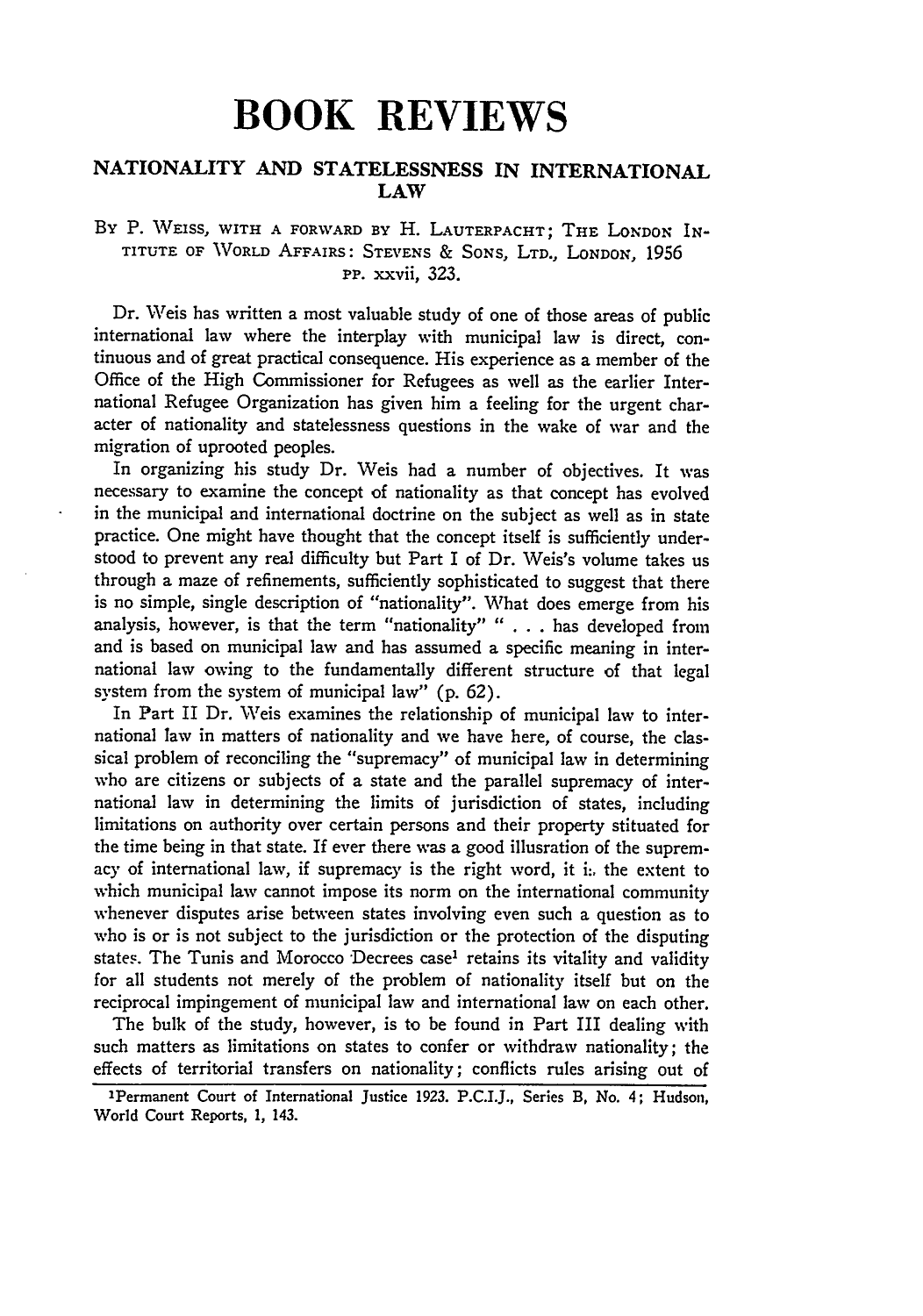# BOOK REVIEWS

## NATIONALITY AND STATELESSNESS IN INTERNATIONAL LAW

By P. Weiss, with a forward by H. Lauterpacht; The London Institute of World Affairs: Stevens & Sons, Ltd., London, 1956 pp. xxvii, 323.

Dr. Weis has written a most valuable study of one of those areas of public international law where the interplay with municipal law is direct, continuous and of great practical consequence. His experience as a member of the Office of the High Commissioner for Refugees as well as the earlier International Refugee Organization has given him a feeling for the urgent character of nationality and statelessness questions in the wake of war and the migration of uprooted peoples.

In organizing his study Dr. Weis had a number of objectives. It was necessary to examine the concept of nationality as that concept has evolved in the municipal and international doctrine on the subject as well as in state practice. One might have thought that the concept itself is sufficiently understood to prevent any real difficulty but Part I of Dr. Weis's volume takes us through a maze of refinements, sufficiently sophisticated to suggest that there is no simple, single description of "nationality". What does emerge from his analysis, however, is that the term "nationality" " . . . has developed from and is based on municipal law and has assumed a specific meaning in international law owing to the fundamentally different structure of that legal system from the system of municipal law" (p. 62).

In Part II Dr. Weis examines the relationship of municipal law to international law in matters of nationality and we have here, of course, the classical problem of reconciling the "supremacy" of municipal law in determining who are citizens or subjects of a state and the parallel supremacy of international law in determining the limits of jurisdiction of states, including limitations on authority over certain persons and their property stituated for the time being in that state. If ever there was a good illusration of the supremacy of international law, if supremacy is the right word, it is the extent to which municipal law cannot impose its norm on the international community whenever disputes arise between states involving even such a question as to who is or is not subject to the jurisdiction or the protection of the disputing states. The Tunis and Morocco Decrees case[1] retains its vitality and validity for all students not merely of the problem of nationality itself but on the reciprocal impingement of municipal law and international law on each other.

The bulk of the study, however, is to be found in Part III dealing with such matters as limitations on states to confer or withdraw nationality; the effects of territorial transfers on nationality; conflicts rules arising out of

[1] Permanent Court of International Justice 1923. P.C.I.J., Series B, No. 4; Hudson, World Court Reports, 1, 143.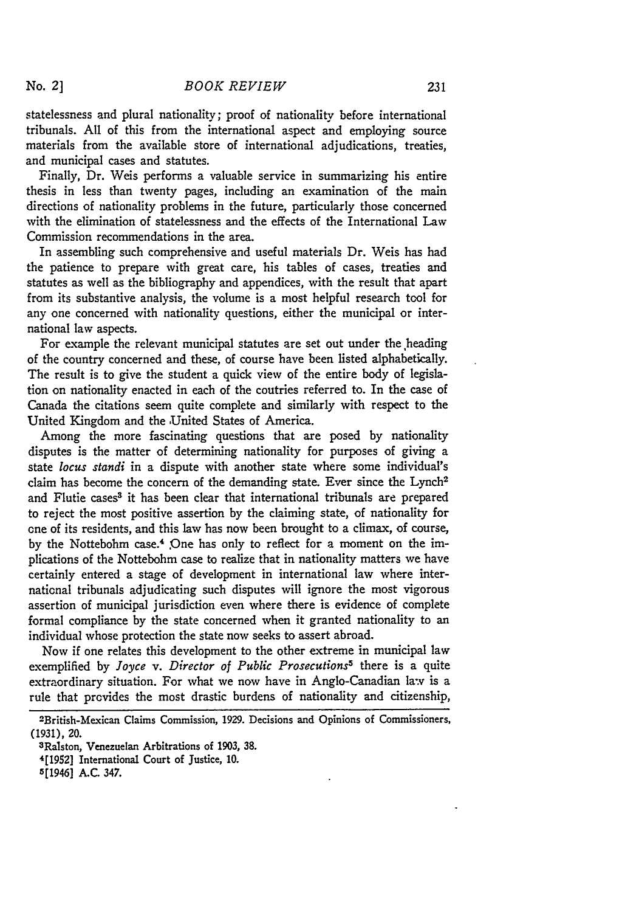statelessness and plural nationality; proof of nationality before international tribunals. All of this from the international aspect and employing source materials from the available store of international adjudications, treaties, and municipal cases and statutes.

Finally, Dr. Weis performs a valuable service in summarizing his entire thesis in less than twenty pages, including an examination of the main directions of nationality problems in the future, particularly those concerned with the elimination of statelessness and the effects of the International Law Commission recommendations in the area.

In assembling such comprehensive and useful materials Dr. Weis has had the patience to prepare with great care, his tables of cases, treaties and statutes as well as the bibliography and appendices, with the result that apart from its substantive analysis, the volume is a most helpful research tool for any one concerned with nationality questions, either the municipal or international law aspects.

For example the relevant municipal statutes are set out under the heading of the country concerned and these, of course have been listed alphabetically. The result is to give the student a quick view of the entire body of legislation on nationality enacted in each of the coutries referred to. In the case of Canada the citations seem quite complete and similarly with respect to the United Kingdom and the United States of America.

Among the more fascinating questions that are posed by nationality disputes is the matter of determining nationality for purposes of giving a state *locus standi* in a dispute with another state where some individual's claim has become the concern of the demanding state. Ever since the Lynch[2] and Flutie cases[3] it has been clear that international tribunals are prepared to reject the most positive assertion by the claiming state, of nationality for one of its residents, and this law has now been brought to a climax, of course, by the Nottebohm case.[4] One has only to reflect for a moment on the implications of the Nottebohm case to realize that in nationality matters we have certainly entered a stage of development in international law where international tribunals adjudicating such disputes will ignore the most vigorous assertion of municipal jurisdiction even where there is evidence of complete formal compliance by the state concerned when it granted nationality to an individual whose protection the state now seeks to assert abroad.

Now if one relates this development to the other extreme in municipal law exemplified by *Joyce* v. *Director of Public Prosecutions*[5] there is a quite extraordinary situation. For what we now have in Anglo-Canadian law is a rule that provides the most drastic burdens of nationality and citizenship,

---

[2]British-Mexican Claims Commission, 1929. Decisions and Opinions of Commissioners, (1931), 20.

[3]Ralston, Venezuelan Arbitrations of 1903, 38.

[4][1952] International Court of Justice, 10.

[5][1946] A.C. 347.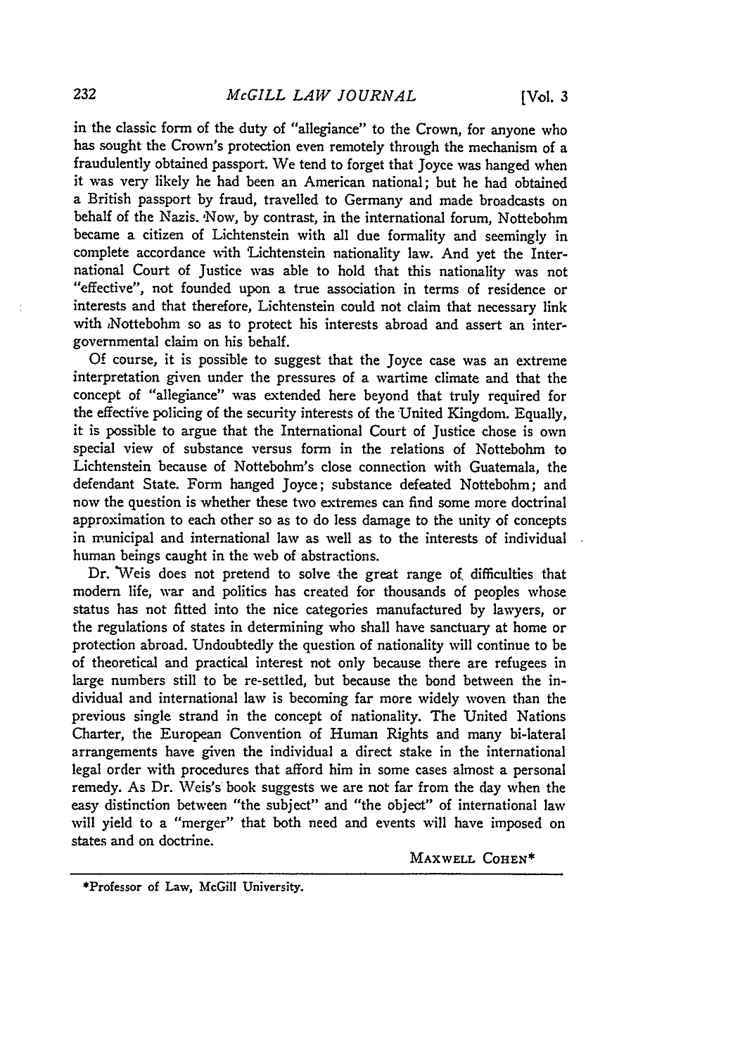in the classic form of the duty of "allegiance" to the Crown, for anyone who has sought the Crown's protection even remotely through the mechanism of a fraudulently obtained passport. We tend to forget that Joyce was hanged when it was very likely he had been an American national; but he had obtained a British passport by fraud, travelled to Germany and made broadcasts on behalf of the Nazis. Now, by contrast, in the international forum, Nottebohm became a citizen of Lichtenstein with all due formality and seemingly in complete accordance with Lichtenstein nationality law. And yet the International Court of Justice was able to hold that this nationality was not "effective", not founded upon a true association in terms of residence or interests and that therefore, Lichtenstein could not claim that necessary link with Nottebohm so as to protect his interests abroad and assert an intergovernmental claim on his behalf.

Of course, it is possible to suggest that the Joyce case was an extreme interpretation given under the pressures of a wartime climate and that the concept of "allegiance" was extended here beyond that truly required for the effective policing of the security interests of the United Kingdom. Equally, it is possible to argue that the International Court of Justice chose is own special view of substance versus form in the relations of Nottebohm to Lichtenstein because of Nottebohm's close connection with Guatemala, the defendant State. Form hanged Joyce; substance defeated Nottebohm; and now the question is whether these two extremes can find some more doctrinal approximation to each other so as to do less damage to the unity of concepts in municipal and international law as well as to the interests of individual human beings caught in the web of abstractions.

Dr. Weis does not pretend to solve the great range of difficulties that modern life, war and politics has created for thousands of peoples whose status has not fitted into the nice categories manufactured by lawyers, or the regulations of states in determining who shall have sanctuary at home or protection abroad. Undoubtedly the question of nationality will continue to be of theoretical and practical interest not only because there are refugees in large numbers still to be re-settled, but because the bond between the individual and international law is becoming far more widely woven than the previous single strand in the concept of nationality. The United Nations Charter, the European Convention of Human Rights and many bi-lateral arrangements have given the individual a direct stake in the international legal order with procedures that afford him in some cases almost a personal remedy. As Dr. Weis's book suggests we are not far from the day when the easy distinction between "the subject" and "the object" of international law will yield to a "merger" that both need and events will have imposed on states and on doctrine.

MAXWELL COHEN*

*Professor of Law, McGill University.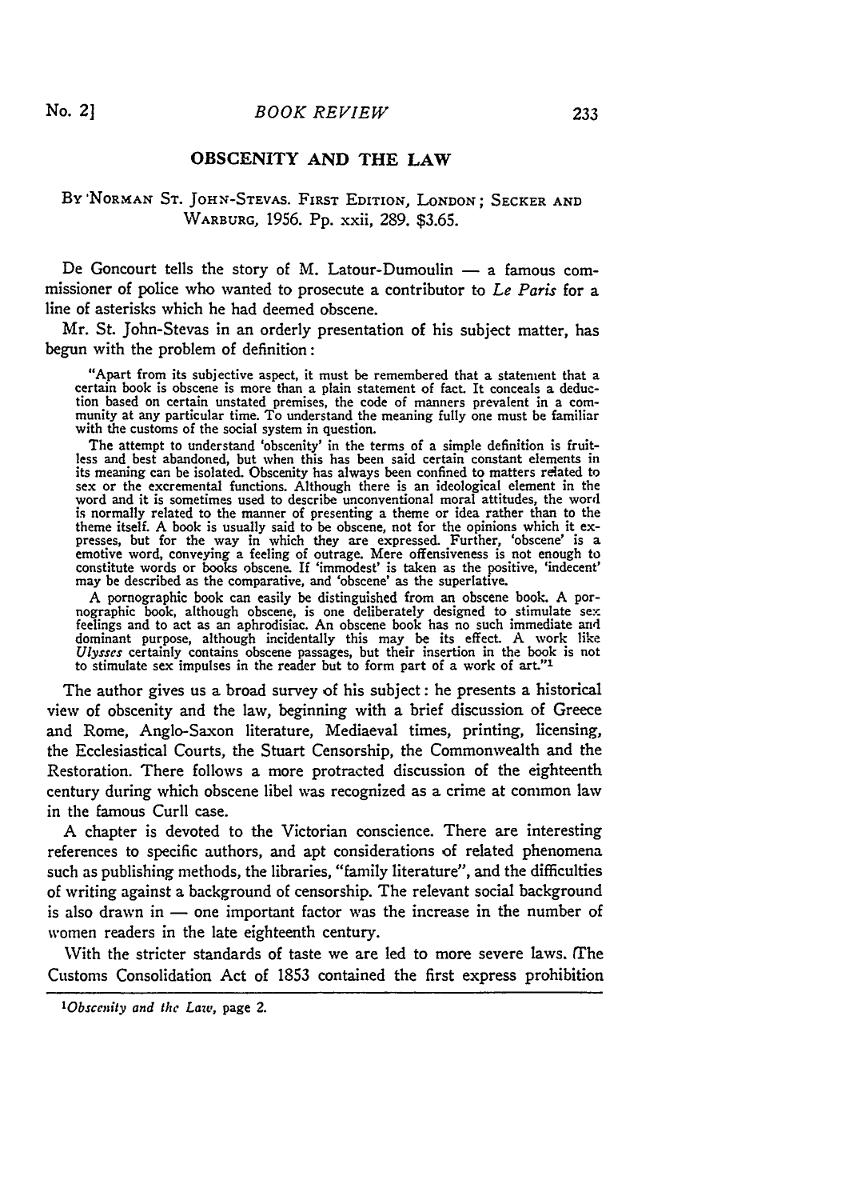## OBSCENITY AND THE LAW

By NORMAN ST. JOHN-STEVAS. FIRST EDITION, LONDON; SECKER AND WARBURG, 1956. Pp. xxii, 289. $3.65.

De Goncourt tells the story of M. Latour-Dumoulin — a famous commissioner of police who wanted to prosecute a contributor to *Le Paris* for a line of asterisks which he had deemed obscene.

Mr. St. John-Stevas in an orderly presentation of his subject matter, has begun with the problem of definition:

> "Apart from its subjective aspect, it must be remembered that a statement that a certain book is obscene is more than a plain statement of fact. It conceals a deduction based on certain unstated premises, the code of manners prevalent in a community at any particular time. To understand the meaning fully one must be familiar with the customs of the social system in question.
>
> The attempt to understand 'obscenity' in the terms of a simple definition is fruitless and best abandoned, but when this has been said certain constant elements in its meaning can be isolated. Obscenity has always been confined to matters related to sex or the excremental functions. Although there is an ideological element in the word and it is sometimes used to describe unconventional moral attitudes, the word is normally related to the manner of presenting a theme or idea rather than to the theme itself. A book is usually said to be obscene, not for the opinions which it expresses, but for the way in which they are expressed. Further, 'obscene' is a emotive word, conveying a feeling of outrage. Mere offensiveness is not enough to constitute words or books obscene. If 'immodest' is taken as the positive, 'indecent' may be described as the comparative, and 'obscene' as the superlative.
>
> A pornographic book can easily be distinguished from an obscene book. A pornographic book, although obscene, is one deliberately designed to stimulate sex feelings and to act as an aphrodisiac. An obscene book has no such immediate and dominant purpose, although incidentally this may be its effect. A work like *Ulysses* certainly contains obscene passages, but their insertion in the book is not to stimulate sex impulses in the reader but to form part of a work of art."[1]

The author gives us a broad survey of his subject: he presents a historical view of obscenity and the law, beginning with a brief discussion of Greece and Rome, Anglo-Saxon literature, Mediaeval times, printing, licensing, the Ecclesiastical Courts, the Stuart Censorship, the Commonwealth and the Restoration. There follows a more protracted discussion of the eighteenth century during which obscene libel was recognized as a crime at common law in the famous Curll case.

A chapter is devoted to the Victorian conscience. There are interesting references to specific authors, and apt considerations of related phenomena such as publishing methods, the libraries, "family literature", and the difficulties of writing against a background of censorship. The relevant social background is also drawn in — one important factor was the increase in the number of women readers in the late eighteenth century.

With the stricter standards of taste we are led to more severe laws. The Customs Consolidation Act of 1853 contained the first express prohibition

---

[1]*Obscenity and the Law*, page 2.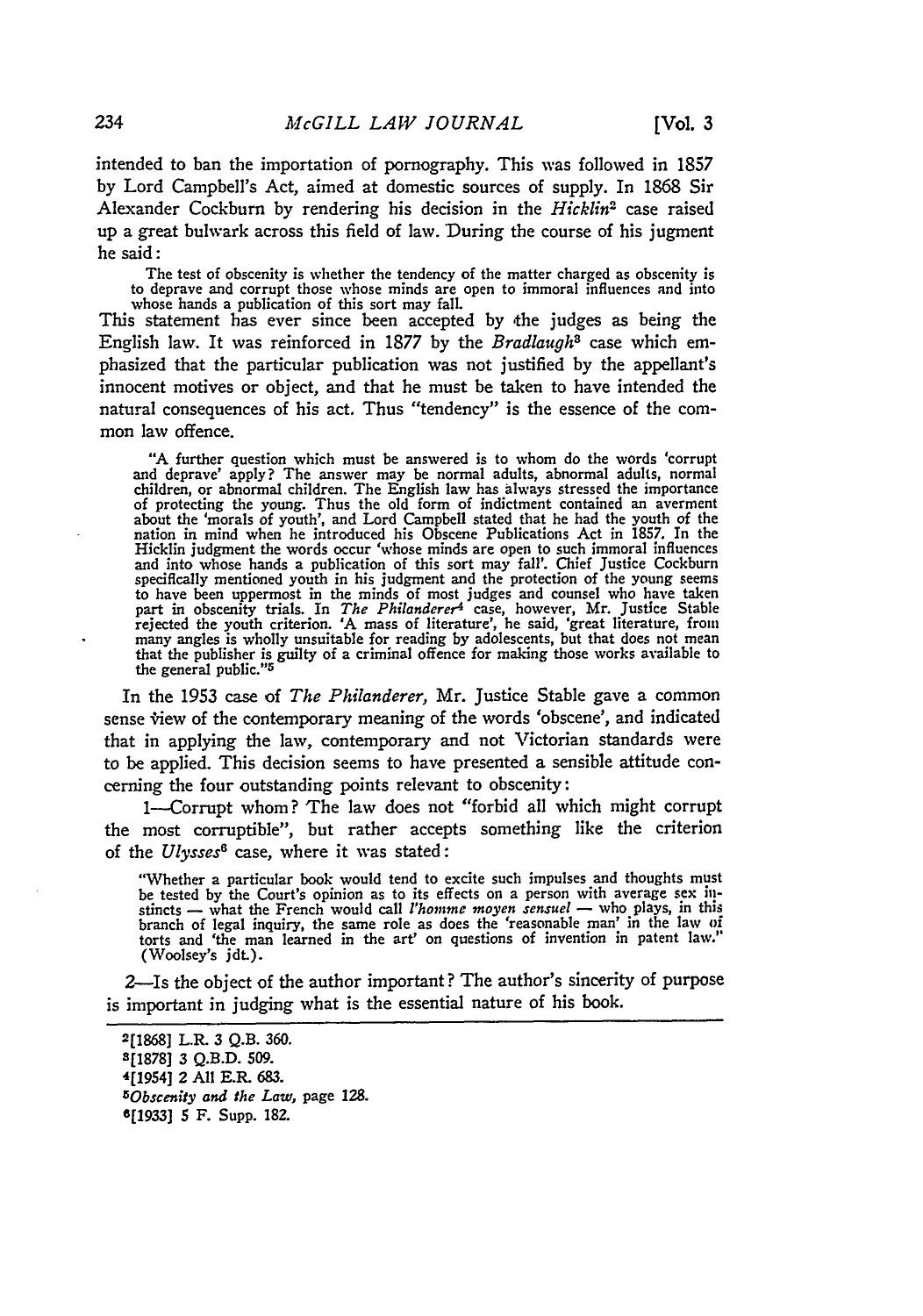intended to ban the importation of pornography. This was followed in 1857 by Lord Campbell's Act, aimed at domestic sources of supply. In 1868 Sir Alexander Cockburn by rendering his decision in the *Hicklin*[2] case raised up a great bulwark across this field of law. During the course of his jugment he said:

> The test of obscenity is whether the tendency of the matter charged as obscenity is to deprave and corrupt those whose minds are open to immoral influences and into whose hands a publication of this sort may fall.

This statement has ever since been accepted by the judges as being the English law. It was reinforced in 1877 by the *Bradlaugh*[3] case which emphasized that the particular publication was not justified by the appellant's innocent motives or object, and that he must be taken to have intended the natural consequences of his act. Thus "tendency" is the essence of the common law offence.

> "A further question which must be answered is to whom do the words 'corrupt and deprave' apply? The answer may be normal adults, abnormal adults, normal children, or abnormal children. The English law has always stressed the importance of protecting the young. Thus the old form of indictment contained an averment about the 'morals of youth', and Lord Campbell stated that he had the youth of the nation in mind when he introduced his Obscene Publications Act in 1857. In the Hicklin judgment the words occur 'whose minds are open to such immoral influences and into whose hands a publication of this sort may fall'. Chief Justice Cockburn specifically mentioned youth in his judgment and the protection of the young seems to have been uppermost in the minds of most judges and counsel who have taken part in obscenity trials. In *The Philanderer*[4] case, however, Mr. Justice Stable rejected the youth criterion. 'A mass of literature', he said, 'great literature, from many angles is wholly unsuitable for reading by adolescents, but that does not mean that the publisher is guilty of a criminal offence for making those works available to the general public."[5]

In the 1953 case of *The Philanderer,* Mr. Justice Stable gave a common sense view of the contemporary meaning of the words 'obscene', and indicated that in applying the law, contemporary and not Victorian standards were to be applied. This decision seems to have presented a sensible attitude concerning the four outstanding points relevant to obscenity:

1—Corrupt whom? The law does not "forbid all which might corrupt the most corruptible", but rather accepts something like the criterion of the *Ulysses*[6] case, where it was stated:

> "Whether a particular book would tend to excite such impulses and thoughts must be tested by the Court's opinion as to its effects on a person with average sex instincts — what the French would call *l'homme moyen sensuel* — who plays, in this branch of legal inquiry, the same role as does the 'reasonable man' in the law of torts and 'the man learned in the art' on questions of invention in patent law." (Woolsey's jdt.).

2—Is the object of the author important? The author's sincerity of purpose is important in judging what is the essential nature of his book.

---

[2] [1868] L.R. 3 Q.B. 360.

[3] [1878] 3 Q.B.D. 509.

[4] [1954] 2 All E.R. 683.

[5] *Obscenity and the Law,* page 128.

[6] [1933] 5 F. Supp. 182.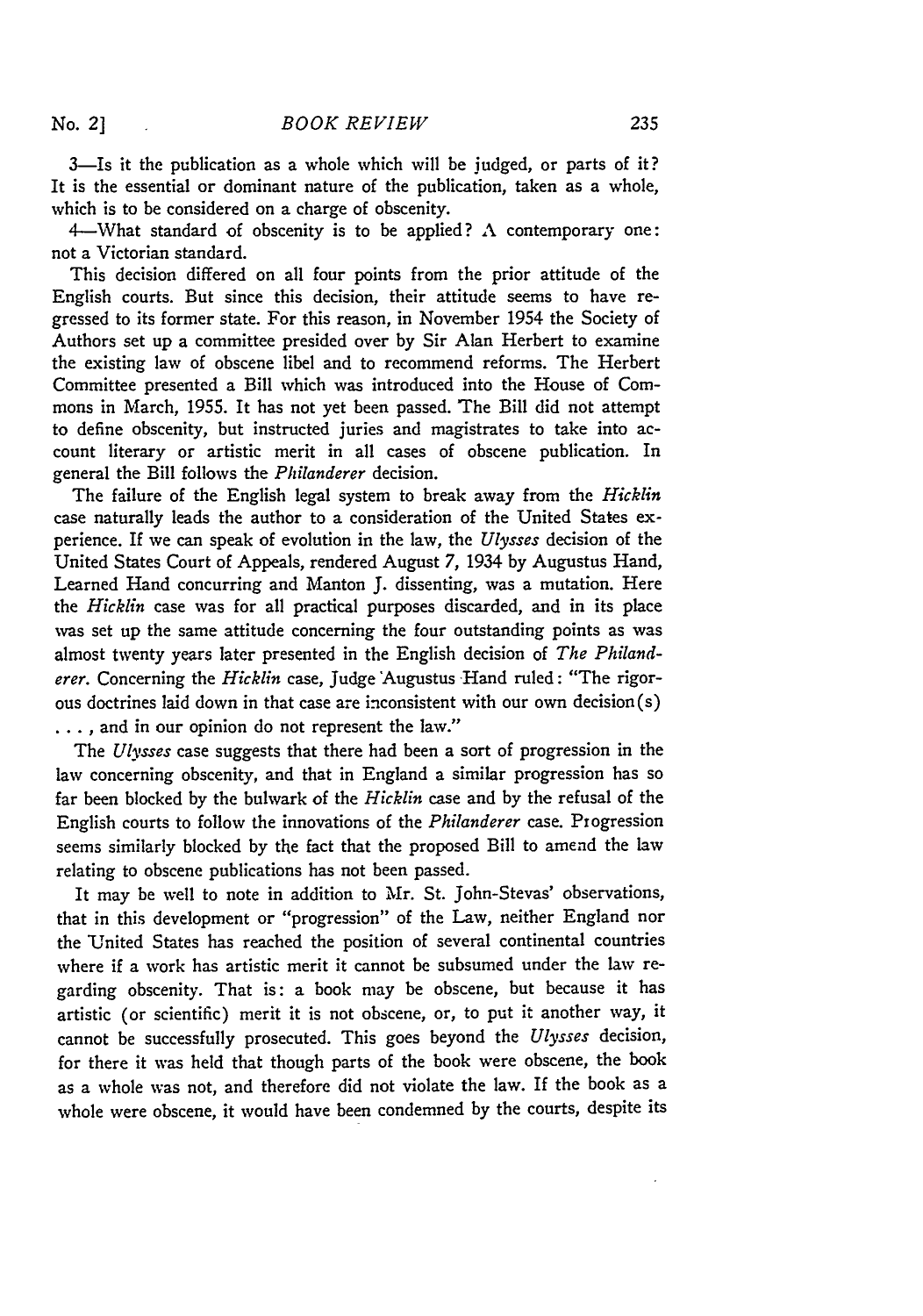3—Is it the publication as a whole which will be judged, or parts of it? It is the essential or dominant nature of the publication, taken as a whole, which is to be considered on a charge of obscenity.

4—What standard of obscenity is to be applied? A contemporary one: not a Victorian standard.

This decision differed on all four points from the prior attitude of the English courts. But since this decision, their attitude seems to have regressed to its former state. For this reason, in November 1954 the Society of Authors set up a committee presided over by Sir Alan Herbert to examine the existing law of obscene libel and to recommend reforms. The Herbert Committee presented a Bill which was introduced into the House of Commons in March, 1955. It has not yet been passed. The Bill did not attempt to define obscenity, but instructed juries and magistrates to take into account literary or artistic merit in all cases of obscene publication. In general the Bill follows the *Philanderer* decision.

The failure of the English legal system to break away from the *Hicklin* case naturally leads the author to a consideration of the United States experience. If we can speak of evolution in the law, the *Ulysses* decision of the United States Court of Appeals, rendered August 7, 1934 by Augustus Hand, Learned Hand concurring and Manton J. dissenting, was a mutation. Here the *Hicklin* case was for all practical purposes discarded, and in its place was set up the same attitude concerning the four outstanding points as was almost twenty years later presented in the English decision of *The Philanderer*. Concerning the *Hicklin* case, Judge Augustus Hand ruled: "The rigorous doctrines laid down in that case are inconsistent with our own decision(s) . . . , and in our opinion do not represent the law."

The *Ulysses* case suggests that there had been a sort of progression in the law concerning obscenity, and that in England a similar progression has so far been blocked by the bulwark of the *Hicklin* case and by the refusal of the English courts to follow the innovations of the *Philanderer* case. Progression seems similarly blocked by the fact that the proposed Bill to amend the law relating to obscene publications has not been passed.

It may be well to note in addition to Mr. St. John-Stevas' observations, that in this development or "progression" of the Law, neither England nor the United States has reached the position of several continental countries where if a work has artistic merit it cannot be subsumed under the law regarding obscenity. That is: a book may be obscene, but because it has artistic (or scientific) merit it is not obscene, or, to put it another way, it cannot be successfully prosecuted. This goes beyond the *Ulysses* decision, for there it was held that though parts of the book were obscene, the book as a whole was not, and therefore did not violate the law. If the book as a whole were obscene, it would have been condemned by the courts, despite its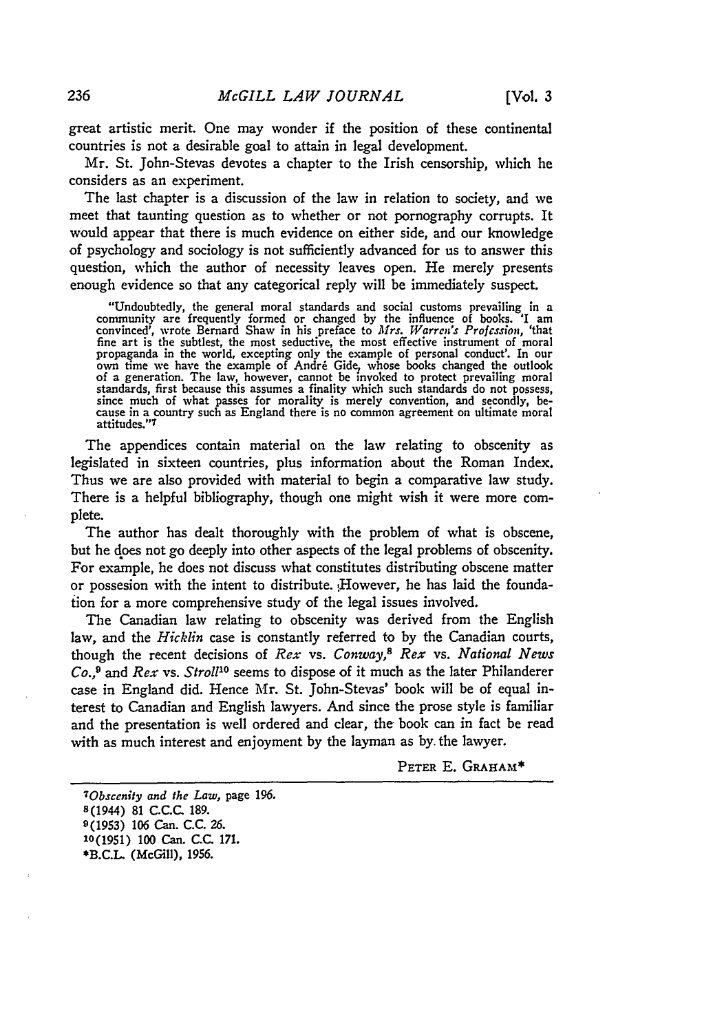great artistic merit. One may wonder if the position of these continental countries is not a desirable goal to attain in legal development.

Mr. St. John-Stevas devotes a chapter to the Irish censorship, which he considers as an experiment.

The last chapter is a discussion of the law in relation to society, and we meet that taunting question as to whether or not pornography corrupts. It would appear that there is much evidence on either side, and our knowledge of psychology and sociology is not sufficiently advanced for us to answer this question, which the author of necessity leaves open. He merely presents enough evidence so that any categorical reply will be immediately suspect.

> "Undoubtedly, the general moral standards and social customs prevailing in a community are frequently formed or changed by the influence of books. 'I am convinced', wrote Bernard Shaw in his preface to *Mrs. Warren's Profession*, 'that fine art is the subtlest, the most seductive, the most effective instrument of moral propaganda in the world, excepting only the example of personal conduct'. In our own time we have the example of André Gide, whose books changed the outlook of a generation. The law, however, cannot be invoked to protect prevailing moral standards, first because this assumes a finality which such standards do not possess, since much of what passes for morality is merely convention, and secondly, because in a country such as England there is no common agreement on ultimate moral attitudes."[7]

The appendices contain material on the law relating to obscenity as legislated in sixteen countries, plus information about the Roman Index. Thus we are also provided with material to begin a comparative law study. There is a helpful bibliography, though one might wish it were more complete.

The author has dealt thoroughly with the problem of what is obscene, but he does not go deeply into other aspects of the legal problems of obscenity. For example, he does not discuss what constitutes distributing obscene matter or possesion with the intent to distribute. However, he has laid the foundation for a more comprehensive study of the legal issues involved.

The Canadian law relating to obscenity was derived from the English law, and the *Hicklin* case is constantly referred to by the Canadian courts, though the recent decisions of *Rex* vs. *Conway*,[8] *Rex* vs. *National News Co.*,[9] and *Rex* vs. *Stroll*[10] seems to dispose of it much as the later Philanderer case in England did. Hence Mr. St. John-Stevas' book will be of equal interest to Canadian and English lawyers. And since the prose style is familiar and the presentation is well ordered and clear, the book can in fact be read with as much interest and enjoyment by the layman as by the lawyer.

PETER E. GRAHAM*

---

[7] *Obscenity and the Law*, page 196.

[8] (1944) 81 C.C.C. 189.

[9] (1953) 106 Can. C.C. 26.

[10] (1951) 100 Can. C.C. 171.

*B.C.L. (McGill), 1956.